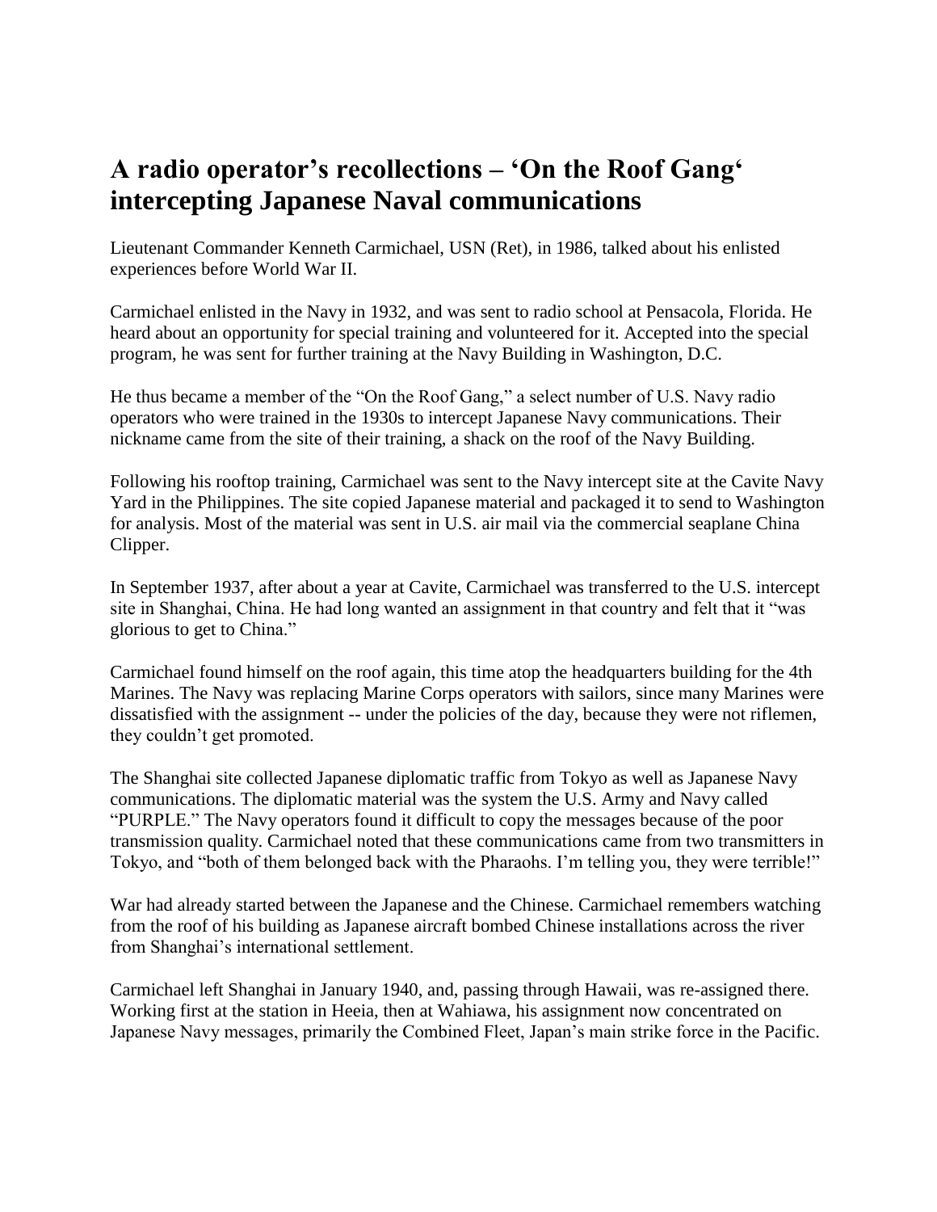# A radio operator's recollections – 'On the Roof Gang' intercepting Japanese Naval communications

Lieutenant Commander Kenneth Carmichael, USN (Ret), in 1986, talked about his enlisted experiences before World War II.

Carmichael enlisted in the Navy in 1932, and was sent to radio school at Pensacola, Florida. He heard about an opportunity for special training and volunteered for it. Accepted into the special program, he was sent for further training at the Navy Building in Washington, D.C.

He thus became a member of the "On the Roof Gang," a select number of U.S. Navy radio operators who were trained in the 1930s to intercept Japanese Navy communications. Their nickname came from the site of their training, a shack on the roof of the Navy Building.

Following his rooftop training, Carmichael was sent to the Navy intercept site at the Cavite Navy Yard in the Philippines. The site copied Japanese material and packaged it to send to Washington for analysis. Most of the material was sent in U.S. air mail via the commercial seaplane China Clipper.

In September 1937, after about a year at Cavite, Carmichael was transferred to the U.S. intercept site in Shanghai, China. He had long wanted an assignment in that country and felt that it "was glorious to get to China."

Carmichael found himself on the roof again, this time atop the headquarters building for the 4th Marines. The Navy was replacing Marine Corps operators with sailors, since many Marines were dissatisfied with the assignment -- under the policies of the day, because they were not riflemen, they couldn't get promoted.

The Shanghai site collected Japanese diplomatic traffic from Tokyo as well as Japanese Navy communications. The diplomatic material was the system the U.S. Army and Navy called "PURPLE." The Navy operators found it difficult to copy the messages because of the poor transmission quality. Carmichael noted that these communications came from two transmitters in Tokyo, and "both of them belonged back with the Pharaohs. I'm telling you, they were terrible!"

War had already started between the Japanese and the Chinese. Carmichael remembers watching from the roof of his building as Japanese aircraft bombed Chinese installations across the river from Shanghai's international settlement.

Carmichael left Shanghai in January 1940, and, passing through Hawaii, was re-assigned there. Working first at the station in Heeia, then at Wahiawa, his assignment now concentrated on Japanese Navy messages, primarily the Combined Fleet, Japan's main strike force in the Pacific.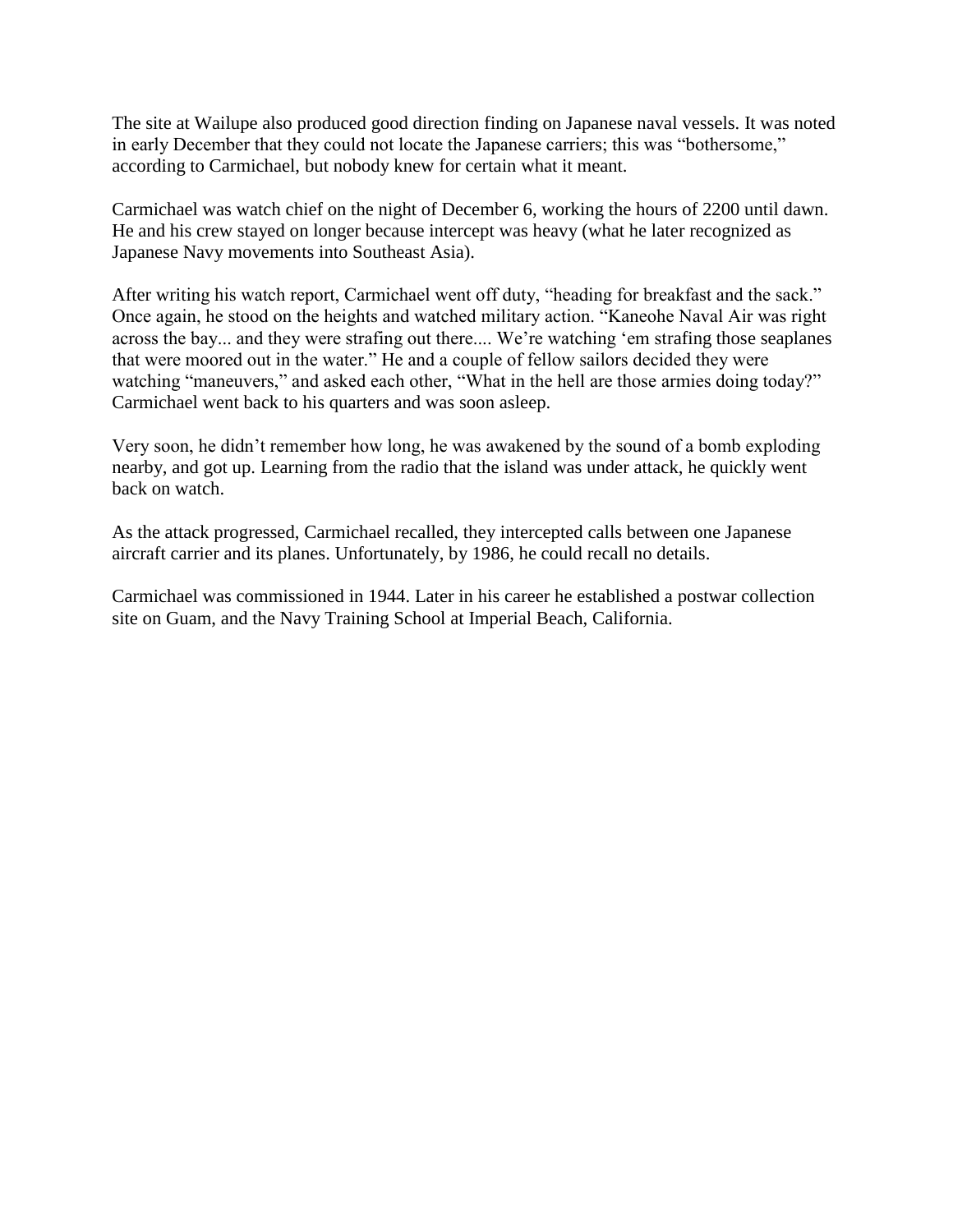The site at Wailupe also produced good direction finding on Japanese naval vessels. It was noted in early December that they could not locate the Japanese carriers; this was "bothersome," according to Carmichael, but nobody knew for certain what it meant.

Carmichael was watch chief on the night of December 6, working the hours of 2200 until dawn. He and his crew stayed on longer because intercept was heavy (what he later recognized as Japanese Navy movements into Southeast Asia).

After writing his watch report, Carmichael went off duty, "heading for breakfast and the sack." Once again, he stood on the heights and watched military action. "Kaneohe Naval Air was right across the bay... and they were strafing out there.... We're watching 'em strafing those seaplanes that were moored out in the water." He and a couple of fellow sailors decided they were watching "maneuvers," and asked each other, "What in the hell are those armies doing today?" Carmichael went back to his quarters and was soon asleep.

Very soon, he didn't remember how long, he was awakened by the sound of a bomb exploding nearby, and got up. Learning from the radio that the island was under attack, he quickly went back on watch.

As the attack progressed, Carmichael recalled, they intercepted calls between one Japanese aircraft carrier and its planes. Unfortunately, by 1986, he could recall no details.

Carmichael was commissioned in 1944. Later in his career he established a postwar collection site on Guam, and the Navy Training School at Imperial Beach, California.